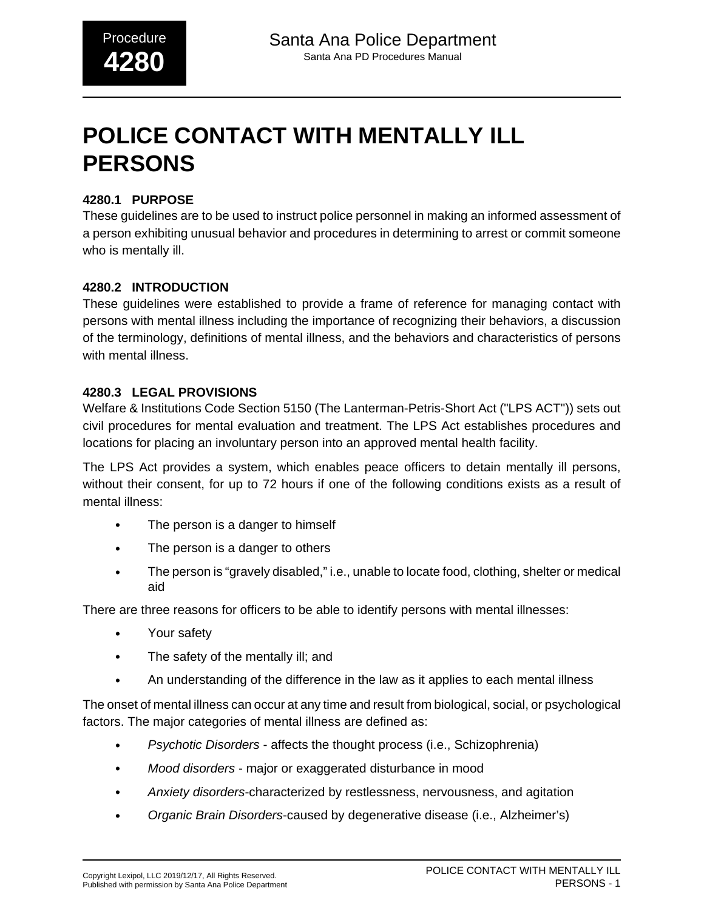# POLICE CONTACT WITH MENTALLY ILL PERSONS

## 4280.1 PURPOSE

These guidelines are to be used to instruct police personnel in making an informed assessment of a person exhibiting unusual behavior and procedures in determining to arrest or commit someone who is mentally ill.

## 4280.2 INTRODUCTION

These guidelines were established to provide a frame of reference for managing contact with persons with mental illness including the importance of recognizing their behaviors, a discussion of the terminology, definitions of mental illness, and the behaviors and characteristics of persons with mental illness.

## 4280.3 LEGAL PROVISIONS

Welfare & Institutions Code Section 5150 (The Lanterman-Petris-Short Act ("LPS ACT")) sets out civil procedures for mental evaluation and treatment. The LPS Act establishes procedures and locations for placing an involuntary person into an approved mental health facility.

The LPS Act provides a system, which enables peace officers to detain mentally ill persons, without their consent, for up to 72 hours if one of the following conditions exists as a result of mental illness:

- The person is a danger to himself
- The person is a danger to others
- The person is "gravely disabled," i.e., unable to locate food, clothing, shelter or medical aid

There are three reasons for officers to be able to identify persons with mental illnesses:

- Your safety
- The safety of the mentally ill; and
- An understanding of the difference in the law as it applies to each mental illness

The onset of mental illness can occur at any time and result from biological, social, or psychological factors. The major categories of mental illness are defined as:

- *Psychotic Disorders* - affects the thought process (i.e., Schizophrenia)
- *Mood disorders* - major or exaggerated disturbance in mood
- *Anxiety disorders*-characterized by restlessness, nervousness, and agitation
- *Organic Brain Disorders*-caused by degenerative disease (i.e., Alzheimer's)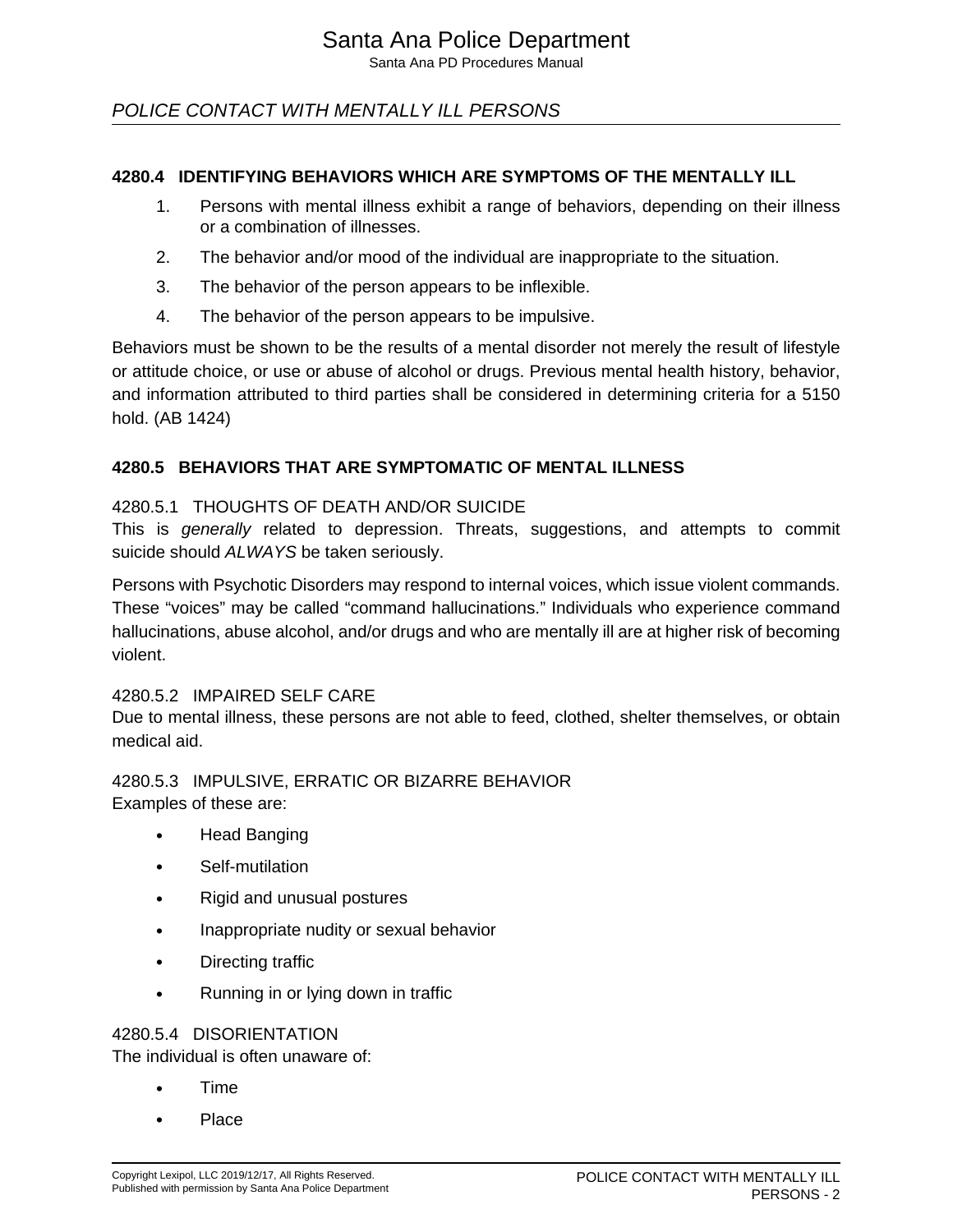## 4280.4 IDENTIFYING BEHAVIORS WHICH ARE SYMPTOMS OF THE MENTALLY ILL

1. Persons with mental illness exhibit a range of behaviors, depending on their illness or a combination of illnesses.
2. The behavior and/or mood of the individual are inappropriate to the situation.
3. The behavior of the person appears to be inflexible.
4. The behavior of the person appears to be impulsive.

Behaviors must be shown to be the results of a mental disorder not merely the result of lifestyle or attitude choice, or use or abuse of alcohol or drugs. Previous mental health history, behavior, and information attributed to third parties shall be considered in determining criteria for a 5150 hold. (AB 1424)

## 4280.5 BEHAVIORS THAT ARE SYMPTOMATIC OF MENTAL ILLNESS

### 4280.5.1 THOUGHTS OF DEATH AND/OR SUICIDE

This is *generally* related to depression. Threats, suggestions, and attempts to commit suicide should *ALWAYS* be taken seriously.

Persons with Psychotic Disorders may respond to internal voices, which issue violent commands. These “voices” may be called “command hallucinations.” Individuals who experience command hallucinations, abuse alcohol, and/or drugs and who are mentally ill are at higher risk of becoming violent.

### 4280.5.2 IMPAIRED SELF CARE

Due to mental illness, these persons are not able to feed, clothed, shelter themselves, or obtain medical aid.

### 4280.5.3 IMPULSIVE, ERRATIC OR BIZARRE BEHAVIOR

Examples of these are:

- Head Banging
- Self-mutilation
- Rigid and unusual postures
- Inappropriate nudity or sexual behavior
- Directing traffic
- Running in or lying down in traffic

### 4280.5.4 DISORIENTATION

The individual is often unaware of:

- Time
- Place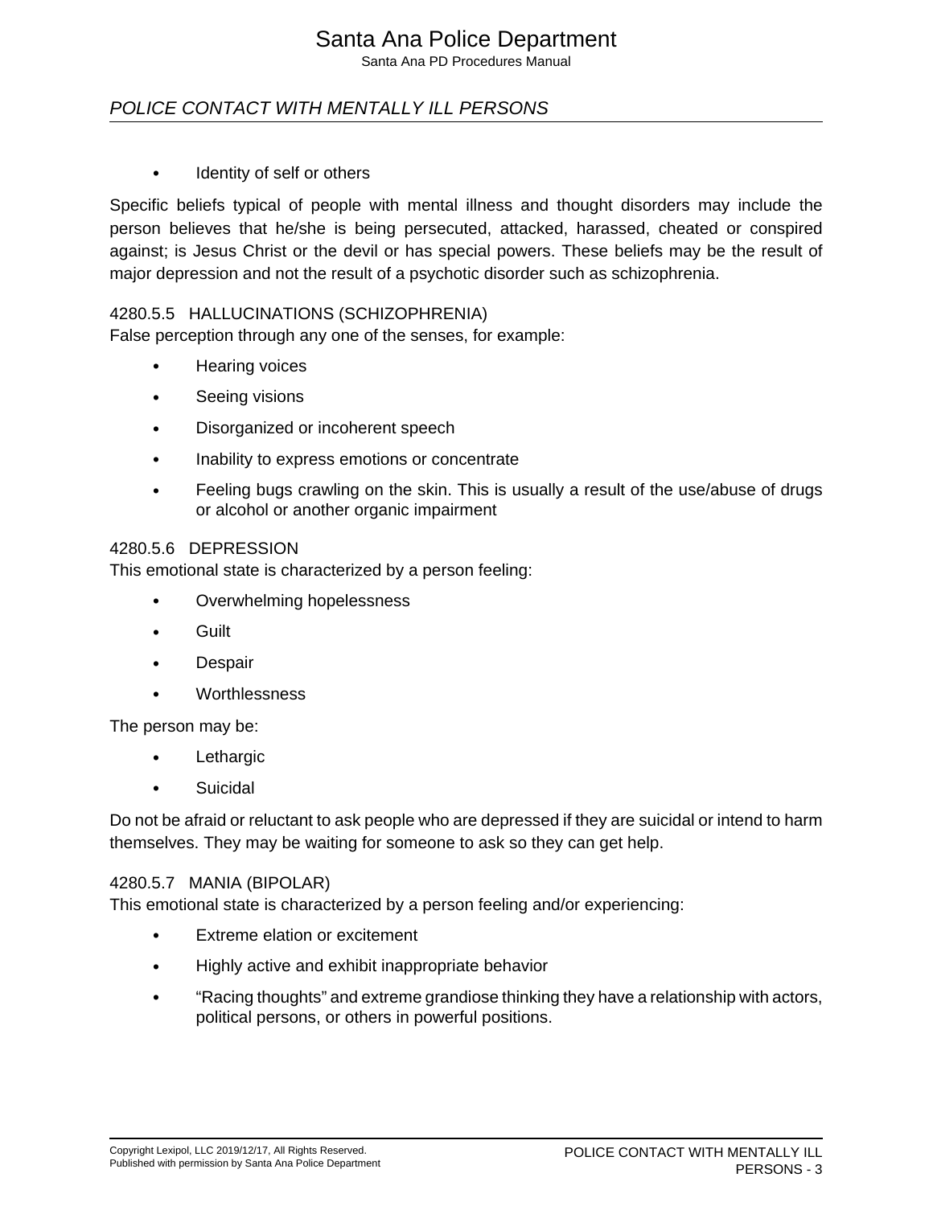- Identity of self or others

Specific beliefs typical of people with mental illness and thought disorders may include the person believes that he/she is being persecuted, attacked, harassed, cheated or conspired against; is Jesus Christ or the devil or has special powers. These beliefs may be the result of major depression and not the result of a psychotic disorder such as schizophrenia.

### 4280.5.5 HALLUCINATIONS (SCHIZOPHRENIA)

False perception through any one of the senses, for example:

- Hearing voices
- Seeing visions
- Disorganized or incoherent speech
- Inability to express emotions or concentrate
- Feeling bugs crawling on the skin. This is usually a result of the use/abuse of drugs or alcohol or another organic impairment

### 4280.5.6 DEPRESSION

This emotional state is characterized by a person feeling:

- Overwhelming hopelessness
- Guilt
- Despair
- Worthlessness

The person may be:

- Lethargic
- Suicidal

Do not be afraid or reluctant to ask people who are depressed if they are suicidal or intend to harm themselves. They may be waiting for someone to ask so they can get help.

### 4280.5.7 MANIA (BIPOLAR)

This emotional state is characterized by a person feeling and/or experiencing:

- Extreme elation or excitement
- Highly active and exhibit inappropriate behavior
- “Racing thoughts” and extreme grandiose thinking they have a relationship with actors, political persons, or others in powerful positions.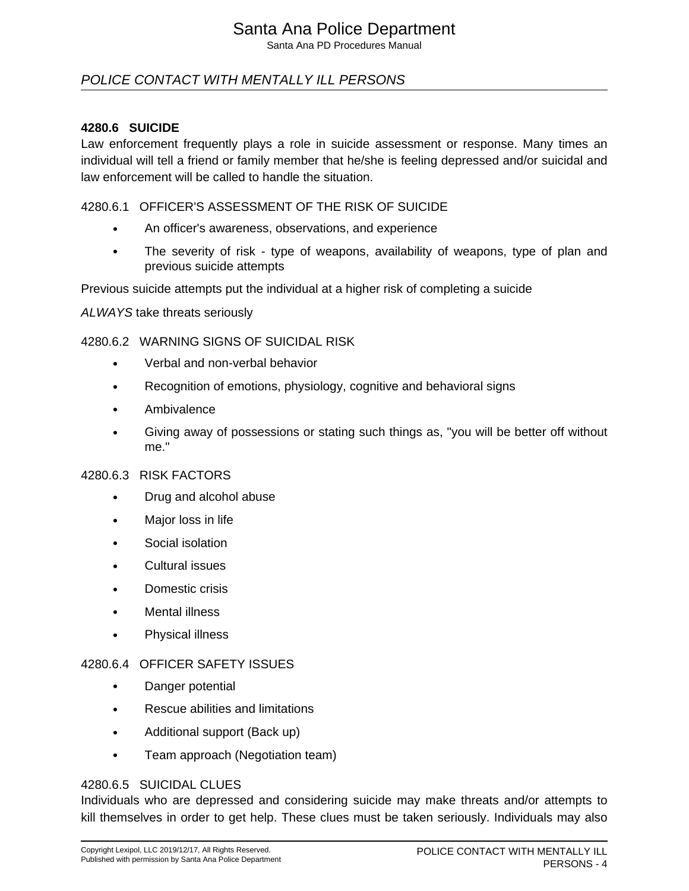### 4280.6 SUICIDE

Law enforcement frequently plays a role in suicide assessment or response. Many times an individual will tell a friend or family member that he/she is feeling depressed and/or suicidal and law enforcement will be called to handle the situation.

#### 4280.6.1 OFFICER'S ASSESSMENT OF THE RISK OF SUICIDE

- An officer's awareness, observations, and experience
- The severity of risk - type of weapons, availability of weapons, type of plan and previous suicide attempts

Previous suicide attempts put the individual at a higher risk of completing a suicide

*ALWAYS* take threats seriously

#### 4280.6.2 WARNING SIGNS OF SUICIDAL RISK

- Verbal and non-verbal behavior
- Recognition of emotions, physiology, cognitive and behavioral signs
- Ambivalence
- Giving away of possessions or stating such things as, "you will be better off without me."

#### 4280.6.3 RISK FACTORS

- Drug and alcohol abuse
- Major loss in life
- Social isolation
- Cultural issues
- Domestic crisis
- Mental illness
- Physical illness

#### 4280.6.4 OFFICER SAFETY ISSUES

- Danger potential
- Rescue abilities and limitations
- Additional support (Back up)
- Team approach (Negotiation team)

#### 4280.6.5 SUICIDAL CLUES

Individuals who are depressed and considering suicide may make threats and/or attempts to kill themselves in order to get help. These clues must be taken seriously. Individuals may also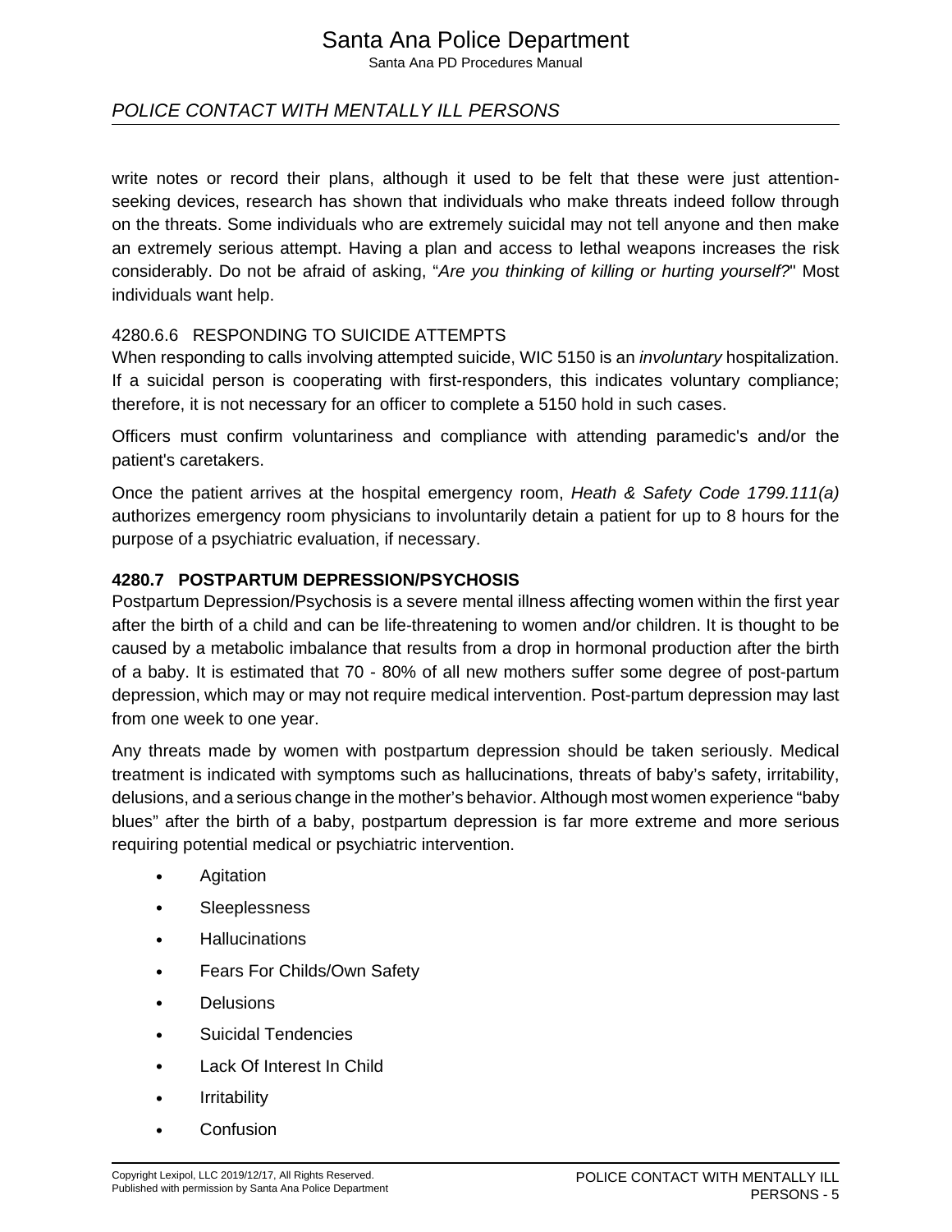write notes or record their plans, although it used to be felt that these were just attention-seeking devices, research has shown that individuals who make threats indeed follow through on the threats. Some individuals who are extremely suicidal may not tell anyone and then make an extremely serious attempt. Having a plan and access to lethal weapons increases the risk considerably. Do not be afraid of asking, "*Are you thinking of killing or hurting yourself?*" Most individuals want help.

#### 4280.6.6 RESPONDING TO SUICIDE ATTEMPTS

When responding to calls involving attempted suicide, WIC 5150 is an *involuntary* hospitalization. If a suicidal person is cooperating with first-responders, this indicates voluntary compliance; therefore, it is not necessary for an officer to complete a 5150 hold in such cases.

Officers must confirm voluntariness and compliance with attending paramedic's and/or the patient's caretakers.

Once the patient arrives at the hospital emergency room, *Heath & Safety Code 1799.111(a)* authorizes emergency room physicians to involuntarily detain a patient for up to 8 hours for the purpose of a psychiatric evaluation, if necessary.

### 4280.7 POSTPARTUM DEPRESSION/PSYCHOSIS

Postpartum Depression/Psychosis is a severe mental illness affecting women within the first year after the birth of a child and can be life-threatening to women and/or children. It is thought to be caused by a metabolic imbalance that results from a drop in hormonal production after the birth of a baby. It is estimated that 70 - 80% of all new mothers suffer some degree of post-partum depression, which may or may not require medical intervention. Post-partum depression may last from one week to one year.

Any threats made by women with postpartum depression should be taken seriously. Medical treatment is indicated with symptoms such as hallucinations, threats of baby's safety, irritability, delusions, and a serious change in the mother's behavior. Although most women experience "baby blues" after the birth of a baby, postpartum depression is far more extreme and more serious requiring potential medical or psychiatric intervention.

- Agitation
- Sleeplessness
- Hallucinations
- Fears For Childs/Own Safety
- Delusions
- Suicidal Tendencies
- Lack Of Interest In Child
- Irritability
- Confusion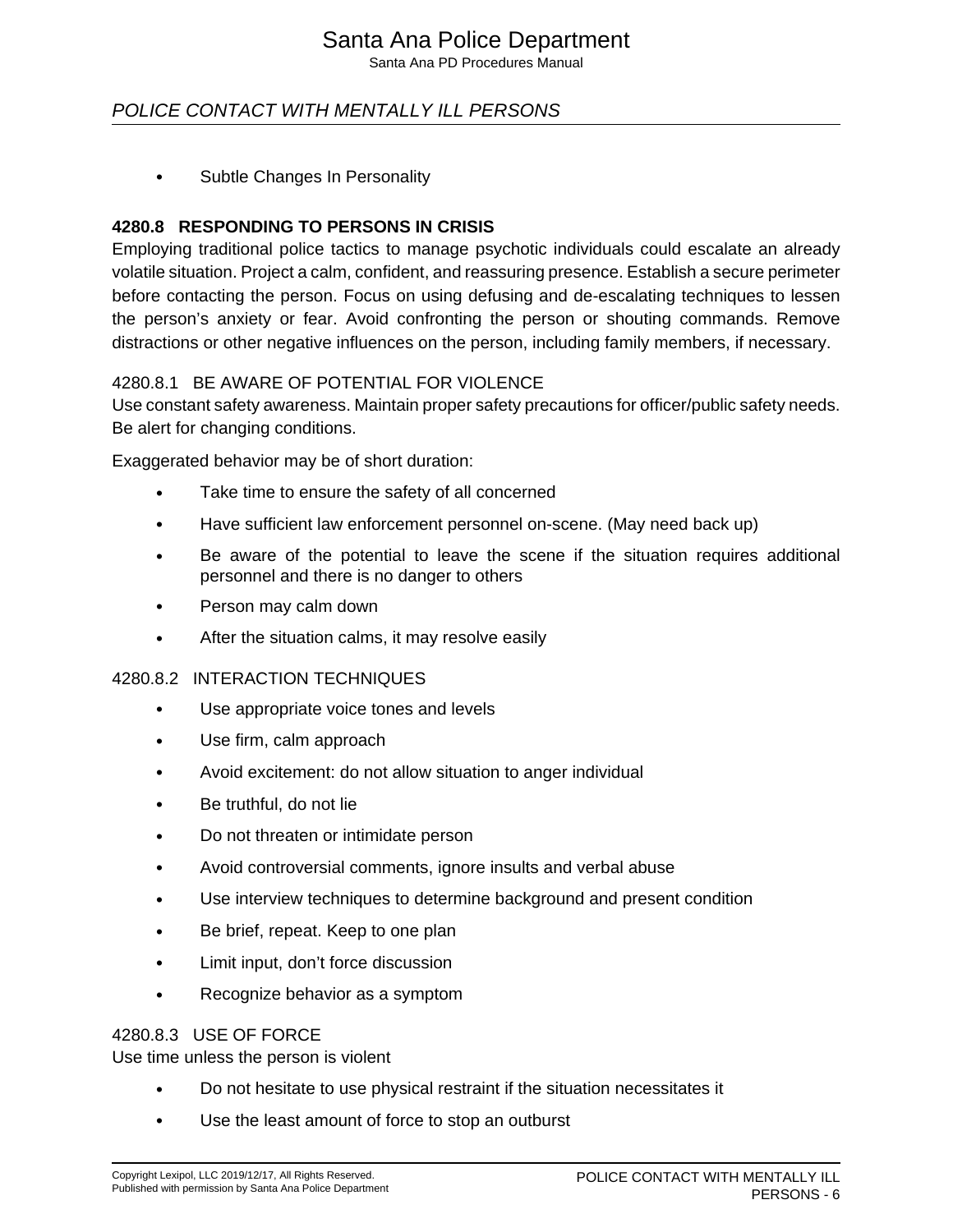- Subtle Changes In Personality

## 4280.8 RESPONDING TO PERSONS IN CRISIS

Employing traditional police tactics to manage psychotic individuals could escalate an already volatile situation. Project a calm, confident, and reassuring presence. Establish a secure perimeter before contacting the person. Focus on using defusing and de-escalating techniques to lessen the person's anxiety or fear. Avoid confronting the person or shouting commands. Remove distractions or other negative influences on the person, including family members, if necessary.

### 4280.8.1 BE AWARE OF POTENTIAL FOR VIOLENCE

Use constant safety awareness. Maintain proper safety precautions for officer/public safety needs. Be alert for changing conditions.

Exaggerated behavior may be of short duration:

- Take time to ensure the safety of all concerned
- Have sufficient law enforcement personnel on-scene. (May need back up)
- Be aware of the potential to leave the scene if the situation requires additional personnel and there is no danger to others
- Person may calm down
- After the situation calms, it may resolve easily

### 4280.8.2 INTERACTION TECHNIQUES

- Use appropriate voice tones and levels
- Use firm, calm approach
- Avoid excitement: do not allow situation to anger individual
- Be truthful, do not lie
- Do not threaten or intimidate person
- Avoid controversial comments, ignore insults and verbal abuse
- Use interview techniques to determine background and present condition
- Be brief, repeat. Keep to one plan
- Limit input, don't force discussion
- Recognize behavior as a symptom

### 4280.8.3 USE OF FORCE

Use time unless the person is violent

- Do not hesitate to use physical restraint if the situation necessitates it
- Use the least amount of force to stop an outburst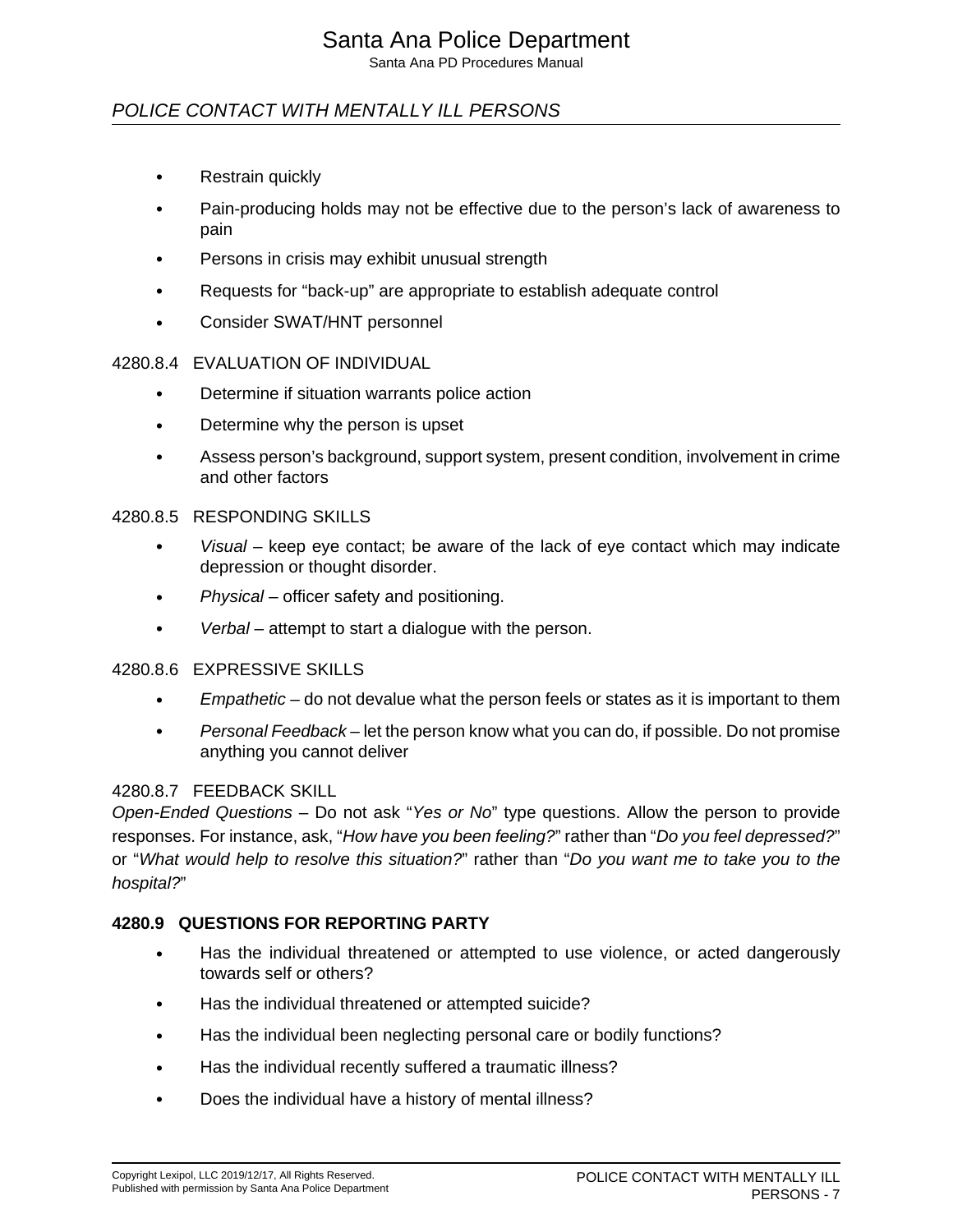- Restrain quickly
- Pain-producing holds may not be effective due to the person's lack of awareness to pain
- Persons in crisis may exhibit unusual strength
- Requests for "back-up" are appropriate to establish adequate control
- Consider SWAT/HNT personnel

#### 4280.8.4 EVALUATION OF INDIVIDUAL

- Determine if situation warrants police action
- Determine why the person is upset
- Assess person's background, support system, present condition, involvement in crime and other factors

#### 4280.8.5 RESPONDING SKILLS

- *Visual* – keep eye contact; be aware of the lack of eye contact which may indicate depression or thought disorder.
- *Physical* – officer safety and positioning.
- *Verbal* – attempt to start a dialogue with the person.

#### 4280.8.6 EXPRESSIVE SKILLS

- *Empathetic* – do not devalue what the person feels or states as it is important to them
- *Personal Feedback* – let the person know what you can do, if possible. Do not promise anything you cannot deliver

#### 4280.8.7 FEEDBACK SKILL

*Open-Ended Questions* – Do not ask "*Yes or No*" type questions. Allow the person to provide responses. For instance, ask, "*How have you been feeling?*" rather than "*Do you feel depressed?*" or "*What would help to resolve this situation?*" rather than "*Do you want me to take you to the hospital?*"

### 4280.9 QUESTIONS FOR REPORTING PARTY

- Has the individual threatened or attempted to use violence, or acted dangerously towards self or others?
- Has the individual threatened or attempted suicide?
- Has the individual been neglecting personal care or bodily functions?
- Has the individual recently suffered a traumatic illness?
- Does the individual have a history of mental illness?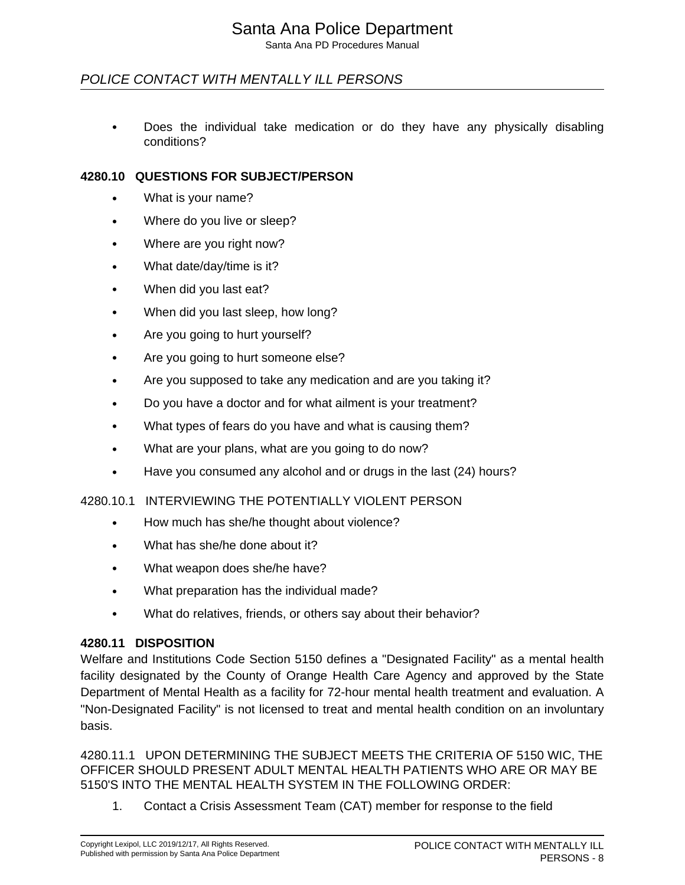- Does the individual take medication or do they have any physically disabling conditions?

### 4280.10 QUESTIONS FOR SUBJECT/PERSON

- What is your name?
- Where do you live or sleep?
- Where are you right now?
- What date/day/time is it?
- When did you last eat?
- When did you last sleep, how long?
- Are you going to hurt yourself?
- Are you going to hurt someone else?
- Are you supposed to take any medication and are you taking it?
- Do you have a doctor and for what ailment is your treatment?
- What types of fears do you have and what is causing them?
- What are your plans, what are you going to do now?
- Have you consumed any alcohol and or drugs in the last (24) hours?

#### 4280.10.1 INTERVIEWING THE POTENTIALLY VIOLENT PERSON

- How much has she/he thought about violence?
- What has she/he done about it?
- What weapon does she/he have?
- What preparation has the individual made?
- What do relatives, friends, or others say about their behavior?

### 4280.11 DISPOSITION

Welfare and Institutions Code Section 5150 defines a "Designated Facility" as a mental health facility designated by the County of Orange Health Care Agency and approved by the State Department of Mental Health as a facility for 72-hour mental health treatment and evaluation. A "Non-Designated Facility" is not licensed to treat and mental health condition on an involuntary basis.

#### 4280.11.1 UPON DETERMINING THE SUBJECT MEETS THE CRITERIA OF 5150 WIC, THE OFFICER SHOULD PRESENT ADULT MENTAL HEALTH PATIENTS WHO ARE OR MAY BE 5150'S INTO THE MENTAL HEALTH SYSTEM IN THE FOLLOWING ORDER:

1. Contact a Crisis Assessment Team (CAT) member for response to the field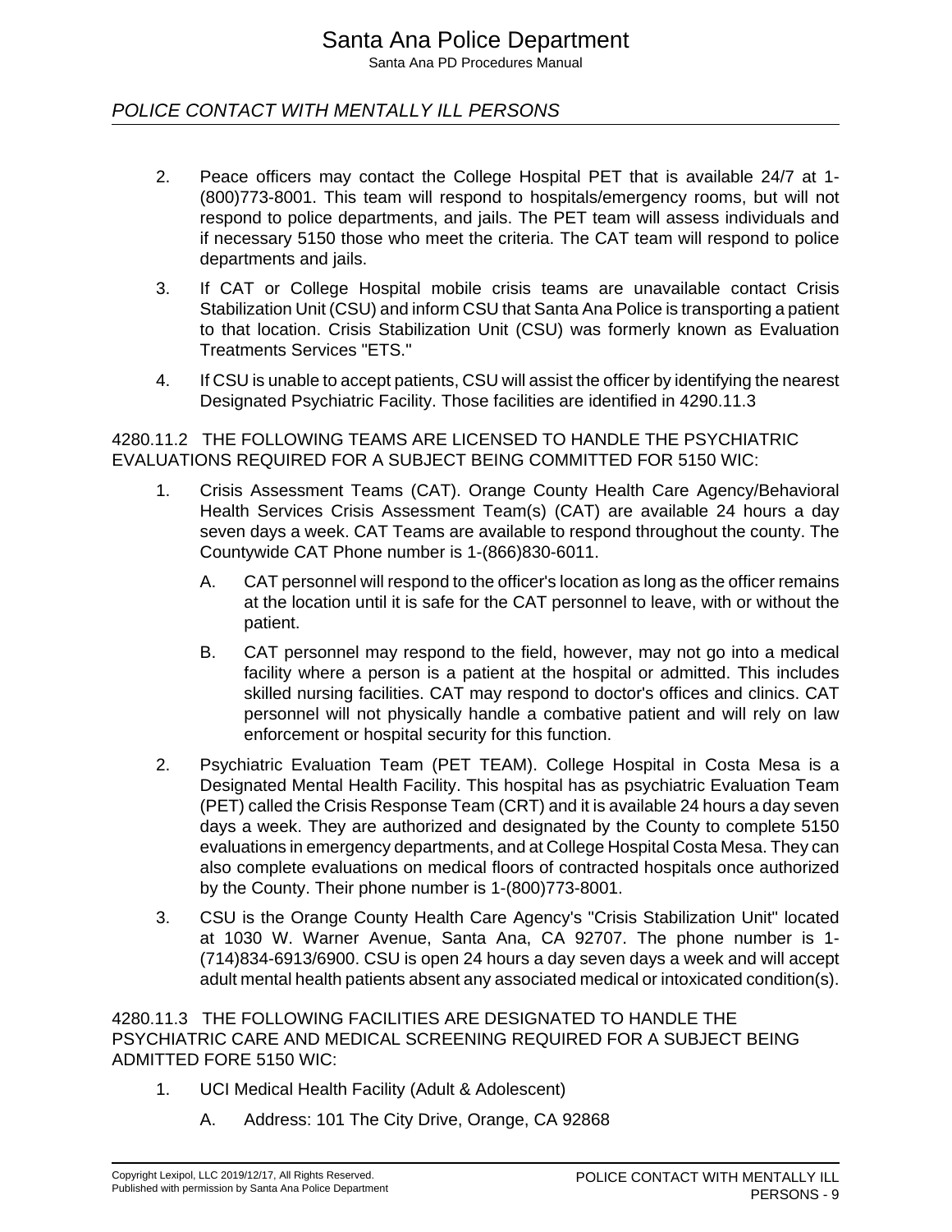2. Peace officers may contact the College Hospital PET that is available 24/7 at 1-(800)773-8001. This team will respond to hospitals/emergency rooms, but will not respond to police departments, and jails. The PET team will assess individuals and if necessary 5150 those who meet the criteria. The CAT team will respond to police departments and jails.

3. If CAT or College Hospital mobile crisis teams are unavailable contact Crisis Stabilization Unit (CSU) and inform CSU that Santa Ana Police is transporting a patient to that location. Crisis Stabilization Unit (CSU) was formerly known as Evaluation Treatments Services "ETS."

4. If CSU is unable to accept patients, CSU will assist the officer by identifying the nearest Designated Psychiatric Facility. Those facilities are identified in 4290.11.3

4280.11.2 THE FOLLOWING TEAMS ARE LICENSED TO HANDLE THE PSYCHIATRIC EVALUATIONS REQUIRED FOR A SUBJECT BEING COMMITTED FOR 5150 WIC:

1. Crisis Assessment Teams (CAT). Orange County Health Care Agency/Behavioral Health Services Crisis Assessment Team(s) (CAT) are available 24 hours a day seven days a week. CAT Teams are available to respond throughout the county. The Countywide CAT Phone number is 1-(866)830-6011.

   A. CAT personnel will respond to the officer's location as long as the officer remains at the location until it is safe for the CAT personnel to leave, with or without the patient.

   B. CAT personnel may respond to the field, however, may not go into a medical facility where a person is a patient at the hospital or admitted. This includes skilled nursing facilities. CAT may respond to doctor's offices and clinics. CAT personnel will not physically handle a combative patient and will rely on law enforcement or hospital security for this function.

2. Psychiatric Evaluation Team (PET TEAM). College Hospital in Costa Mesa is a Designated Mental Health Facility. This hospital has as psychiatric Evaluation Team (PET) called the Crisis Response Team (CRT) and it is available 24 hours a day seven days a week. They are authorized and designated by the County to complete 5150 evaluations in emergency departments, and at College Hospital Costa Mesa. They can also complete evaluations on medical floors of contracted hospitals once authorized by the County. Their phone number is 1-(800)773-8001.

3. CSU is the Orange County Health Care Agency's "Crisis Stabilization Unit" located at 1030 W. Warner Avenue, Santa Ana, CA 92707. The phone number is 1-(714)834-6913/6900. CSU is open 24 hours a day seven days a week and will accept adult mental health patients absent any associated medical or intoxicated condition(s).

4280.11.3 THE FOLLOWING FACILITIES ARE DESIGNATED TO HANDLE THE PSYCHIATRIC CARE AND MEDICAL SCREENING REQUIRED FOR A SUBJECT BEING ADMITTED FORE 5150 WIC:

1. UCI Medical Health Facility (Adult & Adolescent)

   A. Address: 101 The City Drive, Orange, CA 92868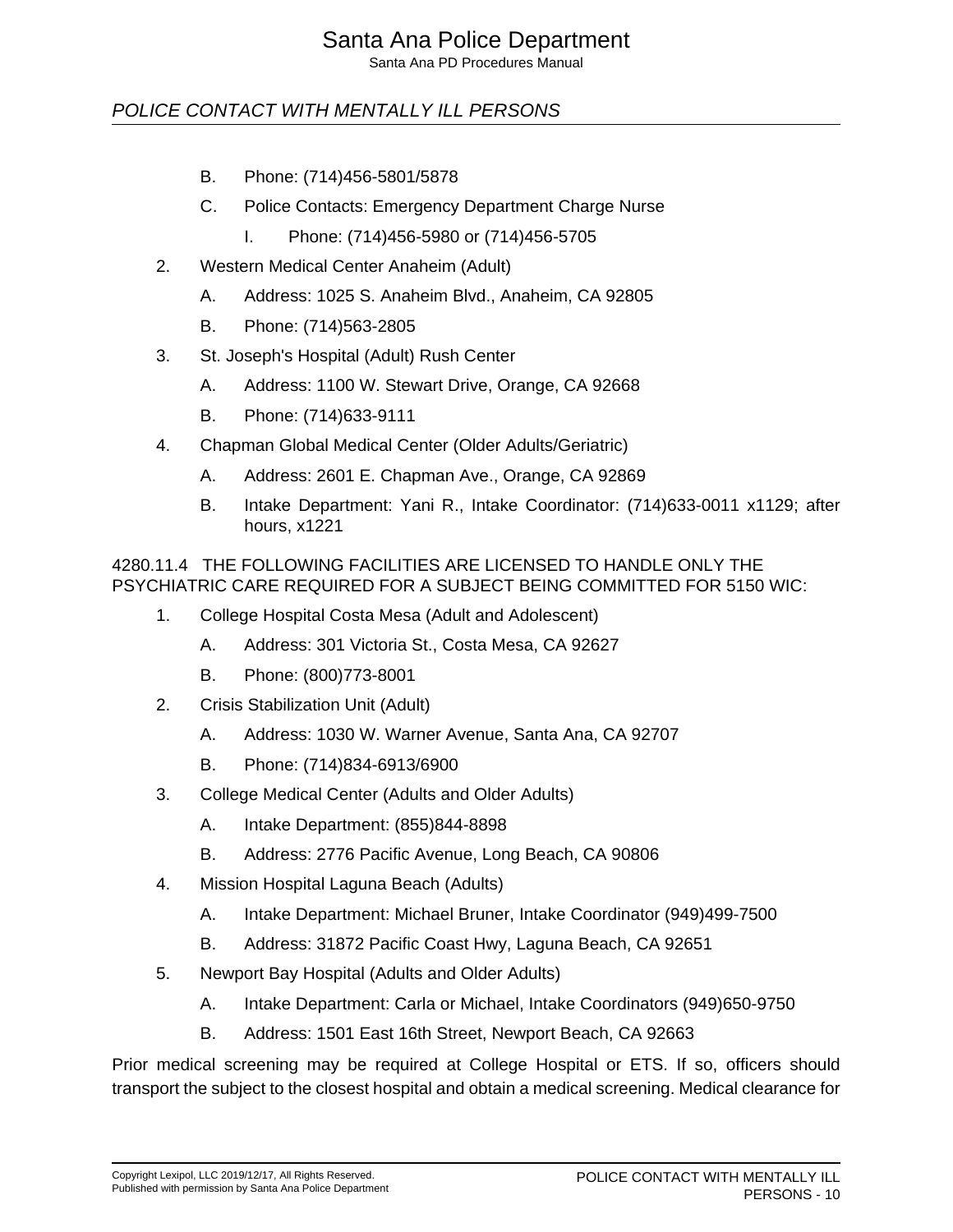B. Phone: (714)456-5801/5878

C. Police Contacts: Emergency Department Charge Nurse

I. Phone: (714)456-5980 or (714)456-5705

2. Western Medical Center Anaheim (Adult)

A. Address: 1025 S. Anaheim Blvd., Anaheim, CA 92805

B. Phone: (714)563-2805

3. St. Joseph's Hospital (Adult) Rush Center

A. Address: 1100 W. Stewart Drive, Orange, CA 92668

B. Phone: (714)633-9111

4. Chapman Global Medical Center (Older Adults/Geriatric)

A. Address: 2601 E. Chapman Ave., Orange, CA 92869

B. Intake Department: Yani R., Intake Coordinator: (714)633-0011 x1129; after hours, x1221

4280.11.4 THE FOLLOWING FACILITIES ARE LICENSED TO HANDLE ONLY THE PSYCHIATRIC CARE REQUIRED FOR A SUBJECT BEING COMMITTED FOR 5150 WIC:

1. College Hospital Costa Mesa (Adult and Adolescent)

A. Address: 301 Victoria St., Costa Mesa, CA 92627

B. Phone: (800)773-8001

2. Crisis Stabilization Unit (Adult)

A. Address: 1030 W. Warner Avenue, Santa Ana, CA 92707

B. Phone: (714)834-6913/6900

3. College Medical Center (Adults and Older Adults)

A. Intake Department: (855)844-8898

B. Address: 2776 Pacific Avenue, Long Beach, CA 90806

4. Mission Hospital Laguna Beach (Adults)

A. Intake Department: Michael Bruner, Intake Coordinator (949)499-7500

B. Address: 31872 Pacific Coast Hwy, Laguna Beach, CA 92651

5. Newport Bay Hospital (Adults and Older Adults)

A. Intake Department: Carla or Michael, Intake Coordinators (949)650-9750

B. Address: 1501 East 16th Street, Newport Beach, CA 92663

Prior medical screening may be required at College Hospital or ETS. If so, officers should transport the subject to the closest hospital and obtain a medical screening. Medical clearance for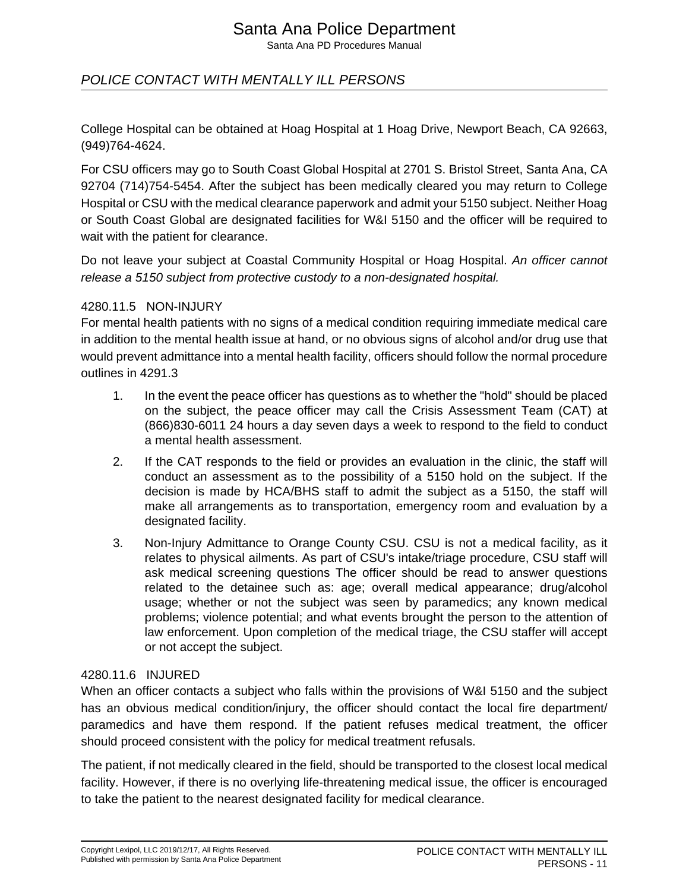College Hospital can be obtained at Hoag Hospital at 1 Hoag Drive, Newport Beach, CA 92663, (949)764-4624.

For CSU officers may go to South Coast Global Hospital at 2701 S. Bristol Street, Santa Ana, CA 92704 (714)754-5454. After the subject has been medically cleared you may return to College Hospital or CSU with the medical clearance paperwork and admit your 5150 subject. Neither Hoag or South Coast Global are designated facilities for W&I 5150 and the officer will be required to wait with the patient for clearance.

Do not leave your subject at Coastal Community Hospital or Hoag Hospital. *An officer cannot release a 5150 subject from protective custody to a non-designated hospital.*

### 4280.11.5 NON-INJURY

For mental health patients with no signs of a medical condition requiring immediate medical care in addition to the mental health issue at hand, or no obvious signs of alcohol and/or drug use that would prevent admittance into a mental health facility, officers should follow the normal procedure outlines in 4291.3

1. In the event the peace officer has questions as to whether the "hold" should be placed on the subject, the peace officer may call the Crisis Assessment Team (CAT) at (866)830-6011 24 hours a day seven days a week to respond to the field to conduct a mental health assessment.
2. If the CAT responds to the field or provides an evaluation in the clinic, the staff will conduct an assessment as to the possibility of a 5150 hold on the subject. If the decision is made by HCA/BHS staff to admit the subject as a 5150, the staff will make all arrangements as to transportation, emergency room and evaluation by a designated facility.
3. Non-Injury Admittance to Orange County CSU. CSU is not a medical facility, as it relates to physical ailments. As part of CSU's intake/triage procedure, CSU staff will ask medical screening questions The officer should be read to answer questions related to the detainee such as: age; overall medical appearance; drug/alcohol usage; whether or not the subject was seen by paramedics; any known medical problems; violence potential; and what events brought the person to the attention of law enforcement. Upon completion of the medical triage, the CSU staffer will accept or not accept the subject.

### 4280.11.6 INJURED

When an officer contacts a subject who falls within the provisions of W&I 5150 and the subject has an obvious medical condition/injury, the officer should contact the local fire department/ paramedics and have them respond. If the patient refuses medical treatment, the officer should proceed consistent with the policy for medical treatment refusals.

The patient, if not medically cleared in the field, should be transported to the closest local medical facility. However, if there is no overlying life-threatening medical issue, the officer is encouraged to take the patient to the nearest designated facility for medical clearance.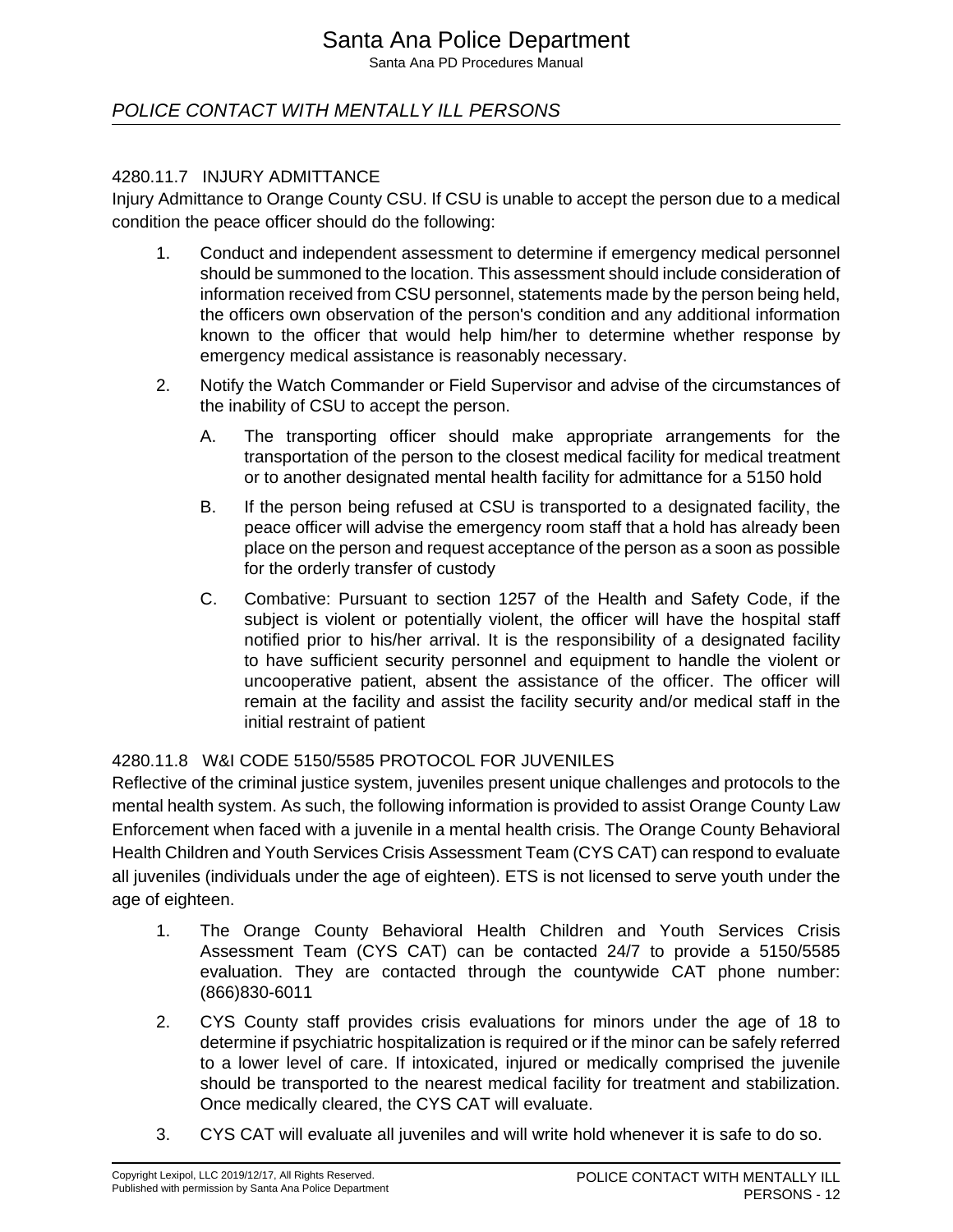## POLICE CONTACT WITH MENTALLY ILL PERSONS

### 4280.11.7 INJURY ADMITTANCE

Injury Admittance to Orange County CSU. If CSU is unable to accept the person due to a medical condition the peace officer should do the following:

1. Conduct and independent assessment to determine if emergency medical personnel should be summoned to the location. This assessment should include consideration of information received from CSU personnel, statements made by the person being held, the officers own observation of the person's condition and any additional information known to the officer that would help him/her to determine whether response by emergency medical assistance is reasonably necessary.

2. Notify the Watch Commander or Field Supervisor and advise of the circumstances of the inability of CSU to accept the person.

    A. The transporting officer should make appropriate arrangements for the transportation of the person to the closest medical facility for medical treatment or to another designated mental health facility for admittance for a 5150 hold

    B. If the person being refused at CSU is transported to a designated facility, the peace officer will advise the emergency room staff that a hold has already been place on the person and request acceptance of the person as a soon as possible for the orderly transfer of custody

    C. Combative: Pursuant to section 1257 of the Health and Safety Code, if the subject is violent or potentially violent, the officer will have the hospital staff notified prior to his/her arrival. It is the responsibility of a designated facility to have sufficient security personnel and equipment to handle the violent or uncooperative patient, absent the assistance of the officer. The officer will remain at the facility and assist the facility security and/or medical staff in the initial restraint of patient

### 4280.11.8 W&I CODE 5150/5585 PROTOCOL FOR JUVENILES

Reflective of the criminal justice system, juveniles present unique challenges and protocols to the mental health system. As such, the following information is provided to assist Orange County Law Enforcement when faced with a juvenile in a mental health crisis. The Orange County Behavioral Health Children and Youth Services Crisis Assessment Team (CYS CAT) can respond to evaluate all juveniles (individuals under the age of eighteen). ETS is not licensed to serve youth under the age of eighteen.

1. The Orange County Behavioral Health Children and Youth Services Crisis Assessment Team (CYS CAT) can be contacted 24/7 to provide a 5150/5585 evaluation. They are contacted through the countywide CAT phone number: (866)830-6011

2. CYS County staff provides crisis evaluations for minors under the age of 18 to determine if psychiatric hospitalization is required or if the minor can be safely referred to a lower level of care. If intoxicated, injured or medically comprised the juvenile should be transported to the nearest medical facility for treatment and stabilization. Once medically cleared, the CYS CAT will evaluate.

3. CYS CAT will evaluate all juveniles and will write hold whenever it is safe to do so.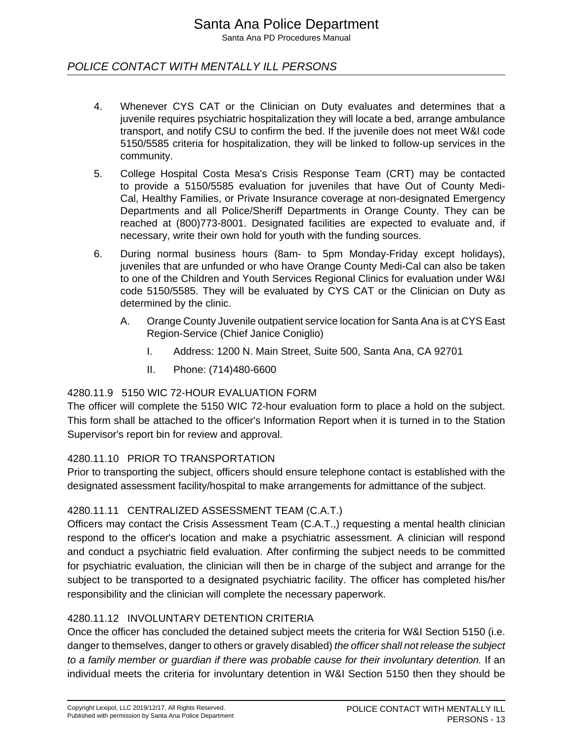4. Whenever CYS CAT or the Clinician on Duty evaluates and determines that a juvenile requires psychiatric hospitalization they will locate a bed, arrange ambulance transport, and notify CSU to confirm the bed. If the juvenile does not meet W&I code 5150/5585 criteria for hospitalization, they will be linked to follow-up services in the community.

5. College Hospital Costa Mesa's Crisis Response Team (CRT) may be contacted to provide a 5150/5585 evaluation for juveniles that have Out of County Medi-Cal, Healthy Families, or Private Insurance coverage at non-designated Emergency Departments and all Police/Sheriff Departments in Orange County. They can be reached at (800)773-8001. Designated facilities are expected to evaluate and, if necessary, write their own hold for youth with the funding sources.

6. During normal business hours (8am- to 5pm Monday-Friday except holidays), juveniles that are unfunded or who have Orange County Medi-Cal can also be taken to one of the Children and Youth Services Regional Clinics for evaluation under W&I code 5150/5585. They will be evaluated by CYS CAT or the Clinician on Duty as determined by the clinic.

    A. Orange County Juvenile outpatient service location for Santa Ana is at CYS East Region-Service (Chief Janice Coniglio)

        I. Address: 1200 N. Main Street, Suite 500, Santa Ana, CA 92701

        II. Phone: (714)480-6600

### 4280.11.9 5150 WIC 72-HOUR EVALUATION FORM

The officer will complete the 5150 WIC 72-hour evaluation form to place a hold on the subject. This form shall be attached to the officer's Information Report when it is turned in to the Station Supervisor's report bin for review and approval.

### 4280.11.10 PRIOR TO TRANSPORTATION

Prior to transporting the subject, officers should ensure telephone contact is established with the designated assessment facility/hospital to make arrangements for admittance of the subject.

### 4280.11.11 CENTRALIZED ASSESSMENT TEAM (C.A.T.)

Officers may contact the Crisis Assessment Team (C.A.T.,) requesting a mental health clinician respond to the officer's location and make a psychiatric assessment. A clinician will respond and conduct a psychiatric field evaluation. After confirming the subject needs to be committed for psychiatric evaluation, the clinician will then be in charge of the subject and arrange for the subject to be transported to a designated psychiatric facility. The officer has completed his/her responsibility and the clinician will complete the necessary paperwork.

### 4280.11.12 INVOLUNTARY DETENTION CRITERIA

Once the officer has concluded the detained subject meets the criteria for W&I Section 5150 (i.e. danger to themselves, danger to others or gravely disabled) *the officer shall not release the subject to a family member or guardian if there was probable cause for their involuntary detention.* If an individual meets the criteria for involuntary detention in W&I Section 5150 then they should be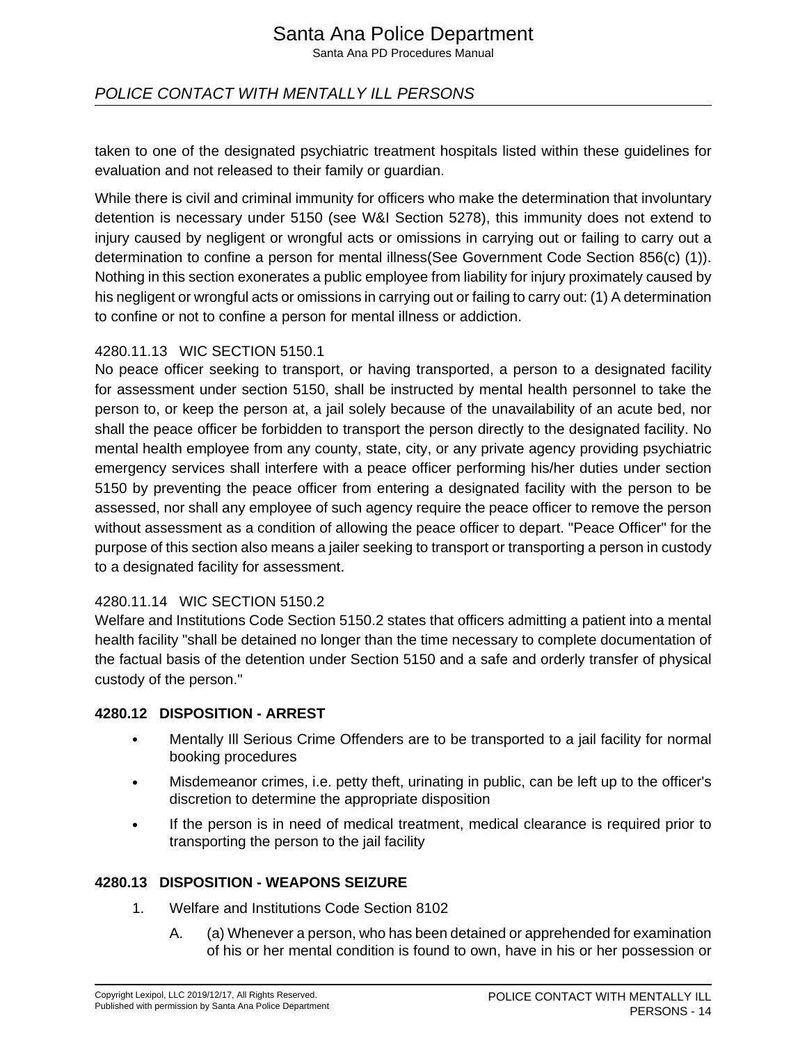taken to one of the designated psychiatric treatment hospitals listed within these guidelines for evaluation and not released to their family or guardian.

While there is civil and criminal immunity for officers who make the determination that involuntary detention is necessary under 5150 (see W&I Section 5278), this immunity does not extend to injury caused by negligent or wrongful acts or omissions in carrying out or failing to carry out a determination to confine a person for mental illness(See Government Code Section 856(c) (1)). Nothing in this section exonerates a public employee from liability for injury proximately caused by his negligent or wrongful acts or omissions in carrying out or failing to carry out: (1) A determination to confine or not to confine a person for mental illness or addiction.

#### 4280.11.13 WIC SECTION 5150.1

No peace officer seeking to transport, or having transported, a person to a designated facility for assessment under section 5150, shall be instructed by mental health personnel to take the person to, or keep the person at, a jail solely because of the unavailability of an acute bed, nor shall the peace officer be forbidden to transport the person directly to the designated facility. No mental health employee from any county, state, city, or any private agency providing psychiatric emergency services shall interfere with a peace officer performing his/her duties under section 5150 by preventing the peace officer from entering a designated facility with the person to be assessed, nor shall any employee of such agency require the peace officer to remove the person without assessment as a condition of allowing the peace officer to depart. "Peace Officer" for the purpose of this section also means a jailer seeking to transport or transporting a person in custody to a designated facility for assessment.

#### 4280.11.14 WIC SECTION 5150.2

Welfare and Institutions Code Section 5150.2 states that officers admitting a patient into a mental health facility "shall be detained no longer than the time necessary to complete documentation of the factual basis of the detention under Section 5150 and a safe and orderly transfer of physical custody of the person."

### 4280.12 DISPOSITION - ARREST

- Mentally Ill Serious Crime Offenders are to be transported to a jail facility for normal booking procedures
- Misdemeanor crimes, i.e. petty theft, urinating in public, can be left up to the officer's discretion to determine the appropriate disposition
- If the person is in need of medical treatment, medical clearance is required prior to transporting the person to the jail facility

### 4280.13 DISPOSITION - WEAPONS SEIZURE

1. Welfare and Institutions Code Section 8102
   A. (a) Whenever a person, who has been detained or apprehended for examination of his or her mental condition is found to own, have in his or her possession or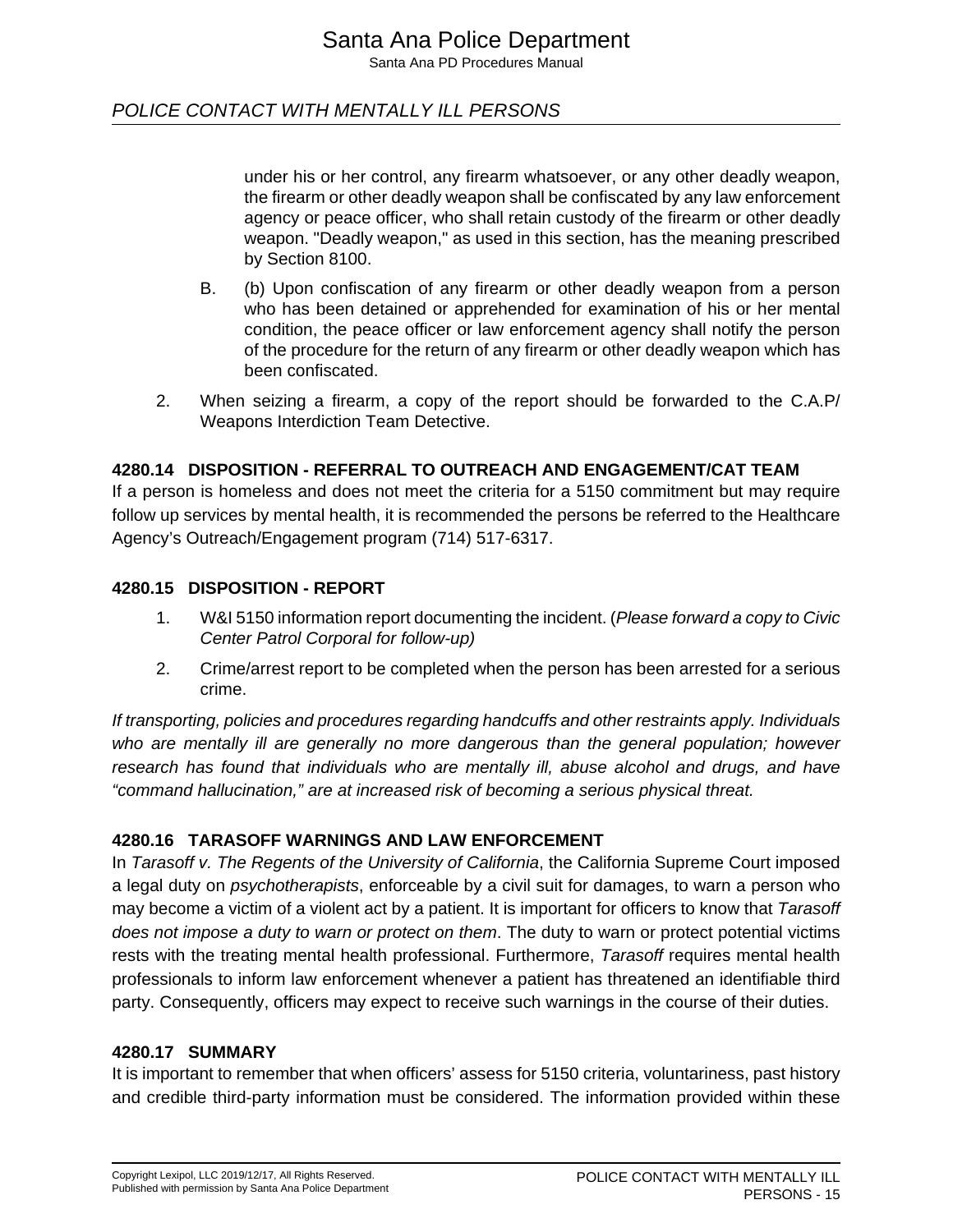under his or her control, any firearm whatsoever, or any other deadly weapon, the firearm or other deadly weapon shall be confiscated by any law enforcement agency or peace officer, who shall retain custody of the firearm or other deadly weapon. "Deadly weapon," as used in this section, has the meaning prescribed by Section 8100.

B. (b) Upon confiscation of any firearm or other deadly weapon from a person who has been detained or apprehended for examination of his or her mental condition, the peace officer or law enforcement agency shall notify the person of the procedure for the return of any firearm or other deadly weapon which has been confiscated.

2. When seizing a firearm, a copy of the report should be forwarded to the C.A.P/ Weapons Interdiction Team Detective.

### 4280.14 DISPOSITION - REFERRAL TO OUTREACH AND ENGAGEMENT/CAT TEAM

If a person is homeless and does not meet the criteria for a 5150 commitment but may require follow up services by mental health, it is recommended the persons be referred to the Healthcare Agency's Outreach/Engagement program (714) 517-6317.

### 4280.15 DISPOSITION - REPORT

1. W&I 5150 information report documenting the incident. (*Please forward a copy to Civic Center Patrol Corporal for follow-up)*
2. Crime/arrest report to be completed when the person has been arrested for a serious crime.

*If transporting, policies and procedures regarding handcuffs and other restraints apply. Individuals who are mentally ill are generally no more dangerous than the general population; however research has found that individuals who are mentally ill, abuse alcohol and drugs, and have "command hallucination," are at increased risk of becoming a serious physical threat.*

### 4280.16 TARASOFF WARNINGS AND LAW ENFORCEMENT

In *Tarasoff v. The Regents of the University of California*, the California Supreme Court imposed a legal duty on *psychotherapists*, enforceable by a civil suit for damages, to warn a person who may become a victim of a violent act by a patient. It is important for officers to know that *Tarasoff does not impose a duty to warn or protect on them*. The duty to warn or protect potential victims rests with the treating mental health professional. Furthermore, *Tarasoff* requires mental health professionals to inform law enforcement whenever a patient has threatened an identifiable third party. Consequently, officers may expect to receive such warnings in the course of their duties.

### 4280.17 SUMMARY

It is important to remember that when officers' assess for 5150 criteria, voluntariness, past history and credible third-party information must be considered. The information provided within these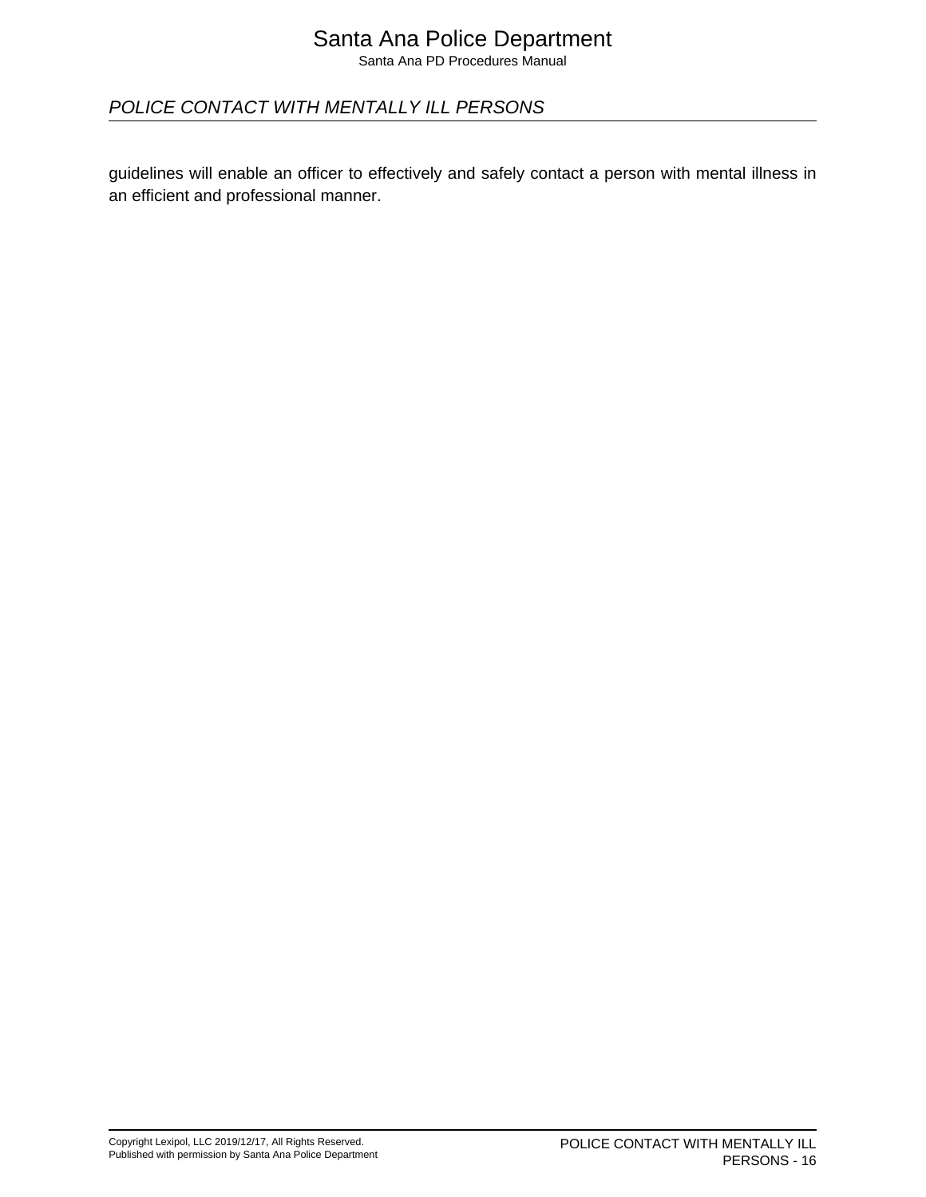guidelines will enable an officer to effectively and safely contact a person with mental illness in an efficient and professional manner.